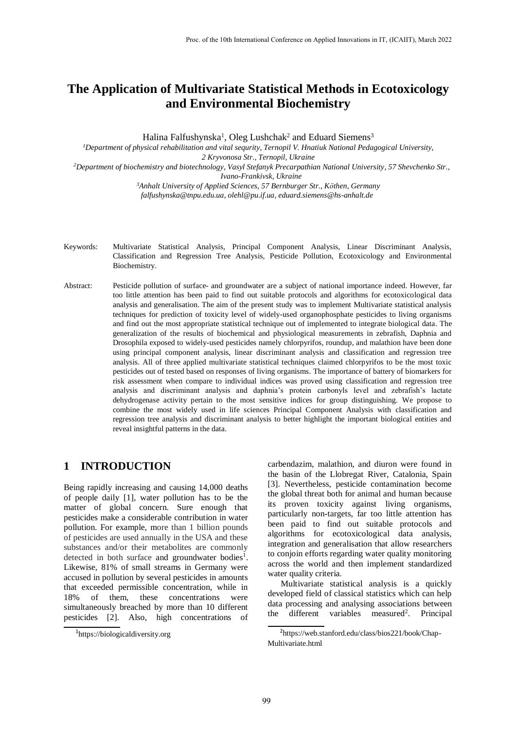# The Application of Multivariate Statistical Methods in Ecotoxicology and Environmental Biochemistry

Halina Falfushynska[1], Oleg Lushchak[2] and Eduard Siemens[3]

[1]*Department of physical rehabilitation and vital sequrity, Ternopil V. Hnatiuk National Pedagogical University, 2 Kryvonosa Str., Ternopil, Ukraine*

[2]*Department of biochemistry and biotechnology, Vasyl Stefanyk Precarpathian National University, 57 Shevchenko Str., Ivano-Frankivsk, Ukraine*

[3]*Anhalt University of Applied Sciences, 57 Bernburger Str., Köthen, Germany*

*falfushynska@tnpu.edu.ua, olehl@pu.if.ua, eduard.siemens@hs-anhalt.de*

Keywords: Multivariate Statistical Analysis, Principal Component Analysis, Linear Discriminant Analysis, Classification and Regression Tree Analysis, Pesticide Pollution, Ecotoxicology and Environmental Biochemistry.

Abstract: Pesticide pollution of surface- and groundwater are a subject of national importance indeed. However, far too little attention has been paid to find out suitable protocols and algorithms for ecotoxicological data analysis and generalisation. The aim of the present study was to implement Multivariate statistical analysis techniques for prediction of toxicity level of widely-used organophosphate pesticides to living organisms and find out the most appropriate statistical technique out of implemented to integrate biological data. The generalization of the results of biochemical and physiological measurements in zebrafish, Daphnia and Drosophila exposed to widely-used pesticides namely chlorpyrifos, roundup, and malathion have been done using principal component analysis, linear discriminant analysis and classification and regression tree analysis. All of three applied multivariate statistical techniques claimed chlorpyrifos to be the most toxic pesticides out of tested based on responses of living organisms. The importance of battery of biomarkers for risk assessment when compare to individual indices was proved using classification and regression tree analysis and discriminant analysis and daphnia's protein carbonyls level and zebrafish's lactate dehydrogenase activity pertain to the most sensitive indices for group distinguishing. We propose to combine the most widely used in life sciences Principal Component Analysis with classification and regression tree analysis and discriminant analysis to better highlight the important biological entities and reveal insightful patterns in the data.

## 1 INTRODUCTION

Being rapidly increasing and causing 14,000 deaths of people daily [1], water pollution has to be the matter of global concern. Sure enough that pesticides make a considerable contribution in water pollution. For example, more than 1 billion pounds of pesticides are used annually in the USA and these substances and/or their metabolites are commonly detected in both surface and groundwater bodies[1]. Likewise, 81% of small streams in Germany were accused in pollution by several pesticides in amounts that exceeded permissible concentration, while in 18% of them, these concentrations were simultaneously breached by more than 10 different pesticides [2]. Also, high concentrations of carbendazim, malathion, and diuron were found in the basin of the Llobregat River, Catalonia, Spain [3]. Nevertheless, pesticide contamination become the global threat both for animal and human because its proven toxicity against living organisms, particularly non-targets, far too little attention has been paid to find out suitable protocols and algorithms for ecotoxicological data analysis, integration and generalisation that allow researchers to conjoin efforts regarding water quality monitoring across the world and then implement standardized water quality criteria.

Multivariate statistical analysis is a quickly developed field of classical statistics which can help data processing and analysing associations between the different variables measured[2]. Principal

[1]https://biologicaldiversity.org

[2]https://web.stanford.edu/class/bios221/book/Chap-Multivariate.html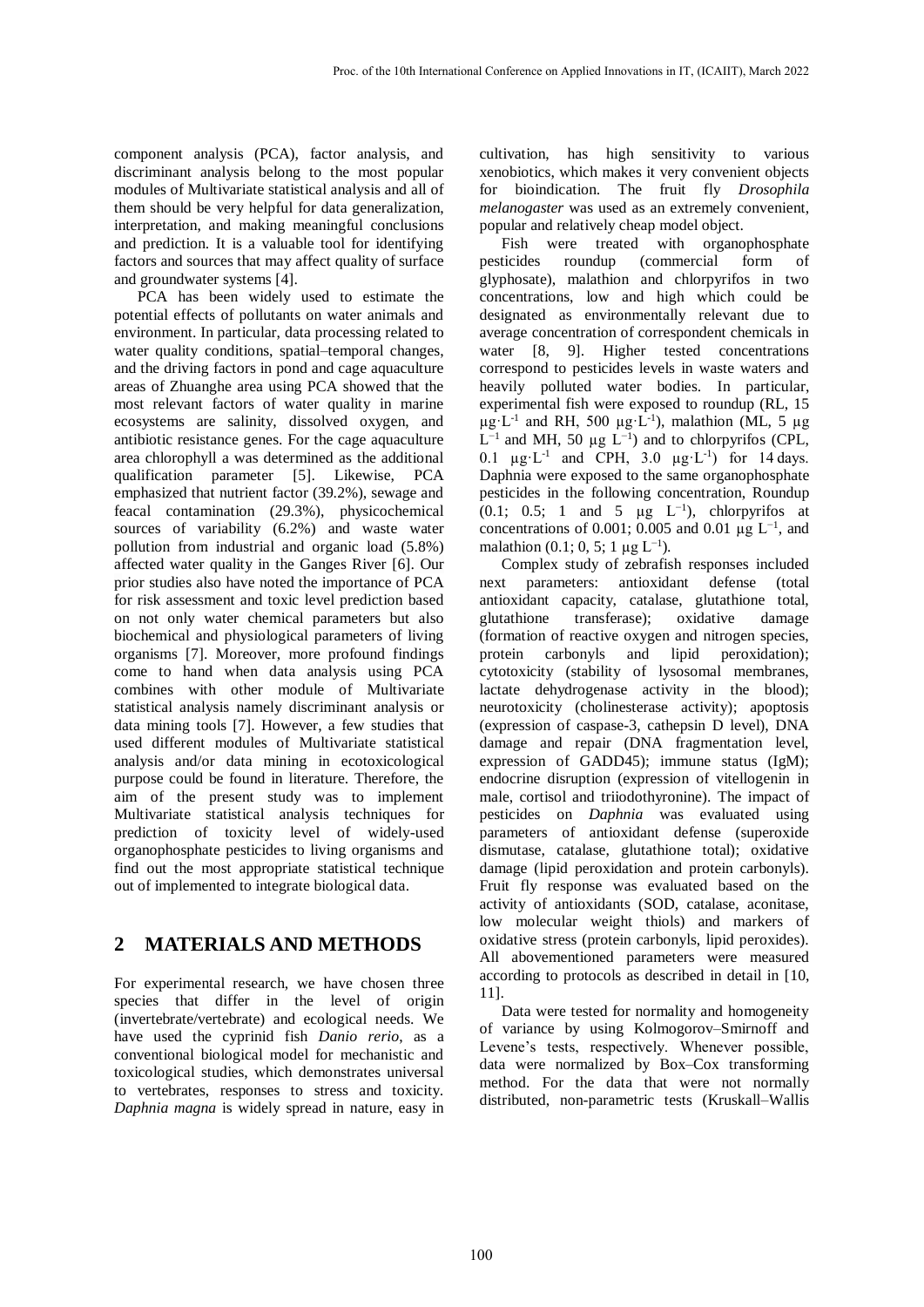component analysis (PCA), factor analysis, and discriminant analysis belong to the most popular modules of Multivariate statistical analysis and all of them should be very helpful for data generalization, interpretation, and making meaningful conclusions and prediction. It is a valuable tool for identifying factors and sources that may affect quality of surface and groundwater systems [4].

PCA has been widely used to estimate the potential effects of pollutants on water animals and environment. In particular, data processing related to water quality conditions, spatial–temporal changes, and the driving factors in pond and cage aquaculture areas of Zhuanghe area using PCA showed that the most relevant factors of water quality in marine ecosystems are salinity, dissolved oxygen, and antibiotic resistance genes. For the cage aquaculture area chlorophyll a was determined as the additional qualification parameter [5]. Likewise, PCA emphasized that nutrient factor (39.2%), sewage and feacal contamination (29.3%), physicochemical sources of variability (6.2%) and waste water pollution from industrial and organic load (5.8%) affected water quality in the Ganges River [6]. Our prior studies also have noted the importance of PCA for risk assessment and toxic level prediction based on not only water chemical parameters but also biochemical and physiological parameters of living organisms [7]. Moreover, more profound findings come to hand when data analysis using PCA combines with other module of Multivariate statistical analysis namely discriminant analysis or data mining tools [7]. However, a few studies that used different modules of Multivariate statistical analysis and/or data mining in ecotoxicological purpose could be found in literature. Therefore, the aim of the present study was to implement Multivariate statistical analysis techniques for prediction of toxicity level of widely-used organophosphate pesticides to living organisms and find out the most appropriate statistical technique out of implemented to integrate biological data.

## 2 MATERIALS AND METHODS

For experimental research, we have chosen three species that differ in the level of origin (invertebrate/vertebrate) and ecological needs. We have used the cyprinid fish *Danio rerio*, as a conventional biological model for mechanistic and toxicological studies, which demonstrates universal to vertebrates, responses to stress and toxicity. *Daphnia magna* is widely spread in nature, easy in cultivation, has high sensitivity to various xenobiotics, which makes it very convenient objects for bioindication. The fruit fly *Drosophila melanogaster* was used as an extremely convenient, popular and relatively cheap model object.

Fish were treated with organophosphate pesticides roundup (commercial form of glyphosate), malathion and chlorpyrifos in two concentrations, low and high which could be designated as environmentally relevant due to average concentration of correspondent chemicals in water [8, 9]. Higher tested concentrations correspond to pesticides levels in waste waters and heavily polluted water bodies. In particular, experimental fish were exposed to roundup (RL, 15 $\mu g \cdot L^{-1}$ and RH, 500 $\mu g \cdot L^{-1}$), malathion (ML, 5 $\mu g\ L^{-1}$ and MH, 50 $\mu g\ L^{-1}$) and to chlorpyrifos (CPL, 0.1 $\mu g \cdot L^{-1}$ and CPH, 3.0 $\mu g \cdot L^{-1}$) for 14 days. Daphnia were exposed to the same organophosphate pesticides in the following concentration, Roundup (0.1; 0.5; 1 and 5 $\mu g\ L^{-1}$), chlorpyrifos at concentrations of 0.001; 0.005 and 0.01 $\mu g\ L^{-1}$, and malathion (0.1; 0, 5; 1 $\mu g\ L^{-1}$).

Complex study of zebrafish responses included next parameters: antioxidant defense (total antioxidant capacity, catalase, glutathione total, glutathione transferase); oxidative damage (formation of reactive oxygen and nitrogen species, protein carbonyls and lipid peroxidation); cytotoxicity (stability of lysosomal membranes, lactate dehydrogenase activity in the blood); neurotoxicity (cholinesterase activity); apoptosis (expression of caspase-3, cathepsin D level), DNA damage and repair (DNA fragmentation level, expression of GADD45); immune status (IgM); endocrine disruption (expression of vitellogenin in male, cortisol and triiodothyronine). The impact of pesticides on *Daphnia* was evaluated using parameters of antioxidant defense (superoxide dismutase, catalase, glutathione total); oxidative damage (lipid peroxidation and protein carbonyls). Fruit fly response was evaluated based on the activity of antioxidants (SOD, catalase, aconitase, low molecular weight thiols) and markers of oxidative stress (protein carbonyls, lipid peroxides). All abovementioned parameters were measured according to protocols as described in detail in [10, 11].

Data were tested for normality and homogeneity of variance by using Kolmogorov–Smirnoff and Levene's tests, respectively. Whenever possible, data were normalized by Box–Cox transforming method. For the data that were not normally distributed, non-parametric tests (Kruskall–Wallis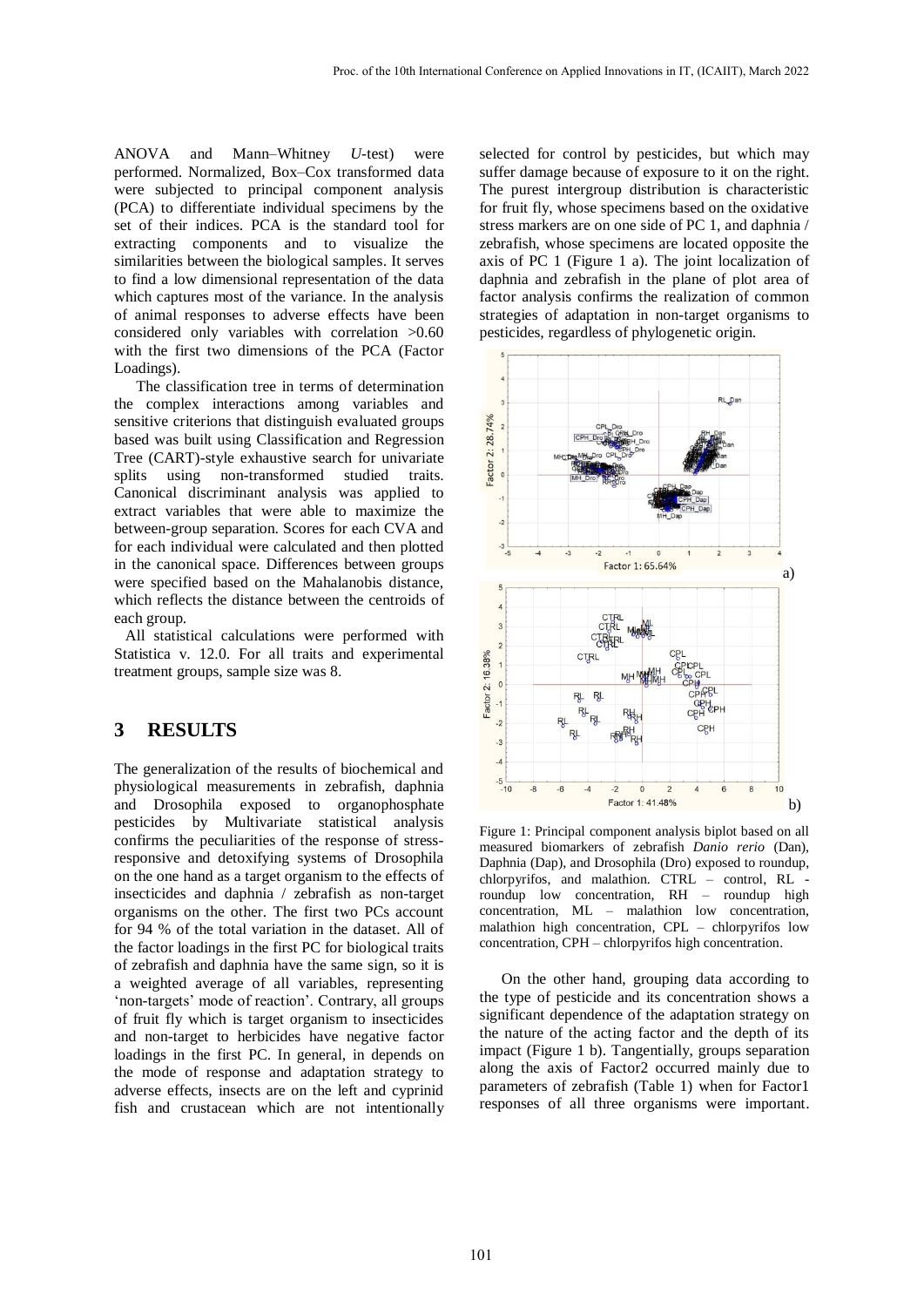ANOVA and Mann–Whitney *U*-test) were performed. Normalized, Box–Cox transformed data were subjected to principal component analysis (PCA) to differentiate individual specimens by the set of their indices. PCA is the standard tool for extracting components and to visualize the similarities between the biological samples. It serves to find a low dimensional representation of the data which captures most of the variance. In the analysis of animal responses to adverse effects have been considered only variables with correlation >0.60 with the first two dimensions of the PCA (Factor Loadings).

The classification tree in terms of determination the complex interactions among variables and sensitive criterions that distinguish evaluated groups based was built using Classification and Regression Tree (CART)-style exhaustive search for univariate splits using non-transformed studied traits. Canonical discriminant analysis was applied to extract variables that were able to maximize the between-group separation. Scores for each CVA and for each individual were calculated and then plotted in the canonical space. Differences between groups were specified based on the Mahalanobis distance, which reflects the distance between the centroids of each group.

All statistical calculations were performed with Statistica v. 12.0. For all traits and experimental treatment groups, sample size was 8.

## 3 RESULTS

The generalization of the results of biochemical and physiological measurements in zebrafish, daphnia and Drosophila exposed to organophosphate pesticides by Multivariate statistical analysis confirms the peculiarities of the response of stress-responsive and detoxifying systems of Drosophila on the one hand as a target organism to the effects of insecticides and daphnia / zebrafish as non-target organisms on the other. The first two PCs account for 94 % of the total variation in the dataset. All of the factor loadings in the first PC for biological traits of zebrafish and daphnia have the same sign, so it is a weighted average of all variables, representing 'non-targets' mode of reaction'. Contrary, all groups of fruit fly which is target organism to insecticides and non-target to herbicides have negative factor loadings in the first PC. In general, in depends on the mode of response and adaptation strategy to adverse effects, insects are on the left and cyprinid fish and crustacean which are not intentionally selected for control by pesticides, but which may suffer damage because of exposure to it on the right. The purest intergroup distribution is characteristic for fruit fly, whose specimens based on the oxidative stress markers are on one side of PC 1, and daphnia / zebrafish, whose specimens are located opposite the axis of PC 1 (Figure 1 a). The joint localization of daphnia and zebrafish in the plane of plot area of factor analysis confirms the realization of common strategies of adaptation in non-target organisms to pesticides, regardless of phylogenetic origin.

Figure 1: Principal component analysis biplot based on all measured biomarkers of zebrafish *Danio rerio* (Dan), Daphnia (Dap), and Drosophila (Dro) exposed to roundup, chlorpyrifos, and malathion. CTRL – control, RL - roundup low concentration, RH – roundup high concentration, ML – malathion low concentration, malathion high concentration, CPL – chlorpyrifos low concentration, CPH – chlorpyrifos high concentration.

On the other hand, grouping data according to the type of pesticide and its concentration shows a significant dependence of the adaptation strategy on the nature of the acting factor and the depth of its impact (Figure 1 b). Tangentially, groups separation along the axis of Factor2 occurred mainly due to parameters of zebrafish (Table 1) when for Factor1 responses of all three organisms were important.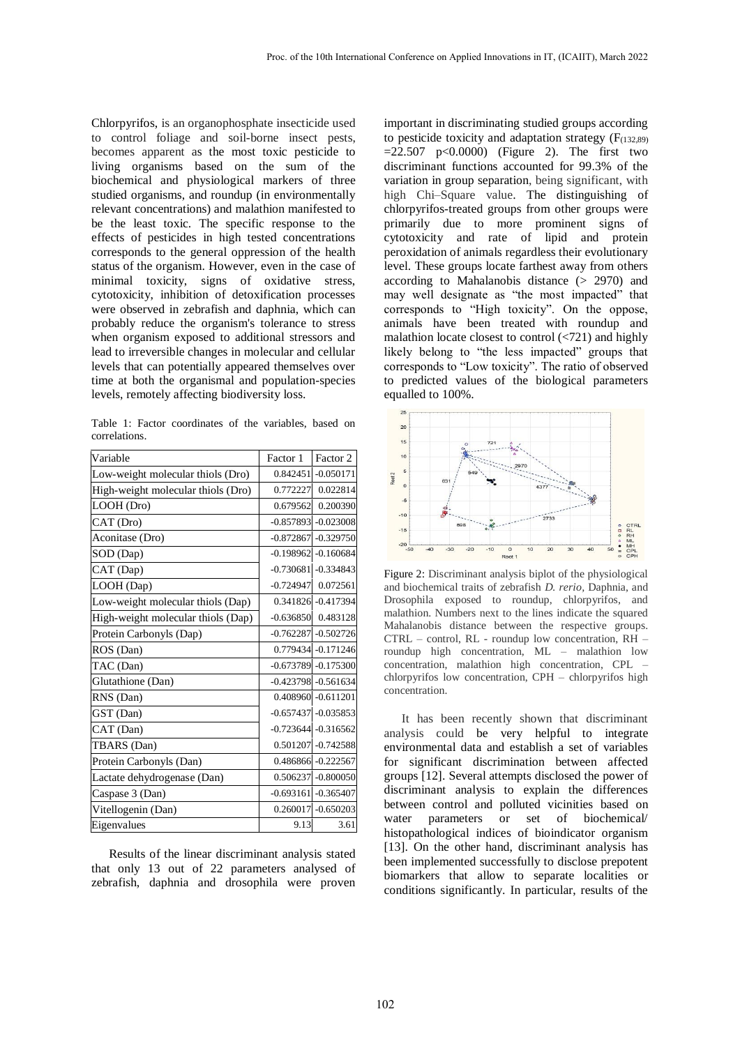Chlorpyrifos, is an organophosphate insecticide used to control foliage and soil-borne insect pests, becomes apparent as the most toxic pesticide to living organisms based on the sum of the biochemical and physiological markers of three studied organisms, and roundup (in environmentally relevant concentrations) and malathion manifested to be the least toxic. The specific response to the effects of pesticides in high tested concentrations corresponds to the general oppression of the health status of the organism. However, even in the case of minimal toxicity, signs of oxidative stress, cytotoxicity, inhibition of detoxification processes were observed in zebrafish and daphnia, which can probably reduce the organism's tolerance to stress when organism exposed to additional stressors and lead to irreversible changes in molecular and cellular levels that can potentially appeared themselves over time at both the organismal and population-species levels, remotely affecting biodiversity loss.

Table 1: Factor coordinates of the variables, based on correlations.

| Variable | Factor 1 | Factor 2 |
|---|---|---|
| Low-weight molecular thiols (Dro) | 0.842451 | -0.050171 |
| High-weight molecular thiols (Dro) | 0.772227 | 0.022814 |
| LOOH (Dro) | 0.679562 | 0.200390 |
| CAT (Dro) | -0.857893 | -0.023008 |
| Aconitase (Dro) | -0.872867 | -0.329750 |
| SOD (Dap) | -0.198962 | -0.160684 |
| CAT (Dap) | -0.730681 | -0.334843 |
| LOOH (Dap) | -0.724947 | 0.072561 |
| Low-weight molecular thiols (Dap) | 0.341826 | -0.417394 |
| High-weight molecular thiols (Dap) | -0.636850 | 0.483128 |
| Protein Carbonyls (Dap) | -0.762287 | -0.502726 |
| ROS (Dan) | 0.779434 | -0.171246 |
| TAC (Dan) | -0.673789 | -0.175300 |
| Glutathione (Dan) | -0.423798 | -0.561634 |
| RNS (Dan) | 0.408960 | -0.611201 |
| GST (Dan) | -0.657437 | -0.035853 |
| CAT (Dan) | -0.723644 | -0.316562 |
| TBARS (Dan) | 0.501207 | -0.742588 |
| Protein Carbonyls (Dan) | 0.486866 | -0.222567 |
| Lactate dehydrogenase (Dan) | 0.506237 | -0.800050 |
| Caspase 3 (Dan) | -0.693161 | -0.365407 |
| Vitellogenin (Dan) | 0.260017 | -0.650203 |
| Eigenvalues | 9.13 | 3.61 |

Results of the linear discriminant analysis stated that only 13 out of 22 parameters analysed of zebrafish, daphnia and drosophila were proven important in discriminating studied groups according to pesticide toxicity and adaptation strategy ($F_{(132,89)} = 22.507$ $p<0.0000$) (Figure 2). The first two discriminant functions accounted for 99.3% of the variation in group separation, being significant, with high Chi–Square value. The distinguishing of chlorpyrifos-treated groups from other groups were primarily due to more prominent signs of cytotoxicity and rate of lipid and protein peroxidation of animals regardless their evolutionary level. These groups locate farthest away from others according to Mahalanobis distance (> 2970) and may well designate as "the most impacted" that corresponds to "High toxicity". On the oppose, animals have been treated with roundup and malathion locate closest to control (<721) and highly likely belong to "the less impacted" groups that corresponds to "Low toxicity". The ratio of observed to predicted values of the biological parameters equalled to 100%.

Figure 2: Discriminant analysis biplot of the physiological and biochemical traits of zebrafish *D. rerio*, Daphnia, and Drosophila exposed to roundup, chlorpyrifos, and malathion. Numbers next to the lines indicate the squared Mahalanobis distance between the respective groups. CTRL – control, RL - roundup low concentration, RH – roundup high concentration, ML – malathion low concentration, malathion high concentration, CPL – chlorpyrifos low concentration, CPH – chlorpyrifos high concentration.

It has been recently shown that discriminant analysis could be very helpful to integrate environmental data and establish a set of variables for significant discrimination between affected groups [12]. Several attempts disclosed the power of discriminant analysis to explain the differences between control and polluted vicinities based on water parameters or set of biochemical/ histopathological indices of bioindicator organism [13]. On the other hand, discriminant analysis has been implemented successfully to disclose prepotent biomarkers that allow to separate localities or conditions significantly. In particular, results of the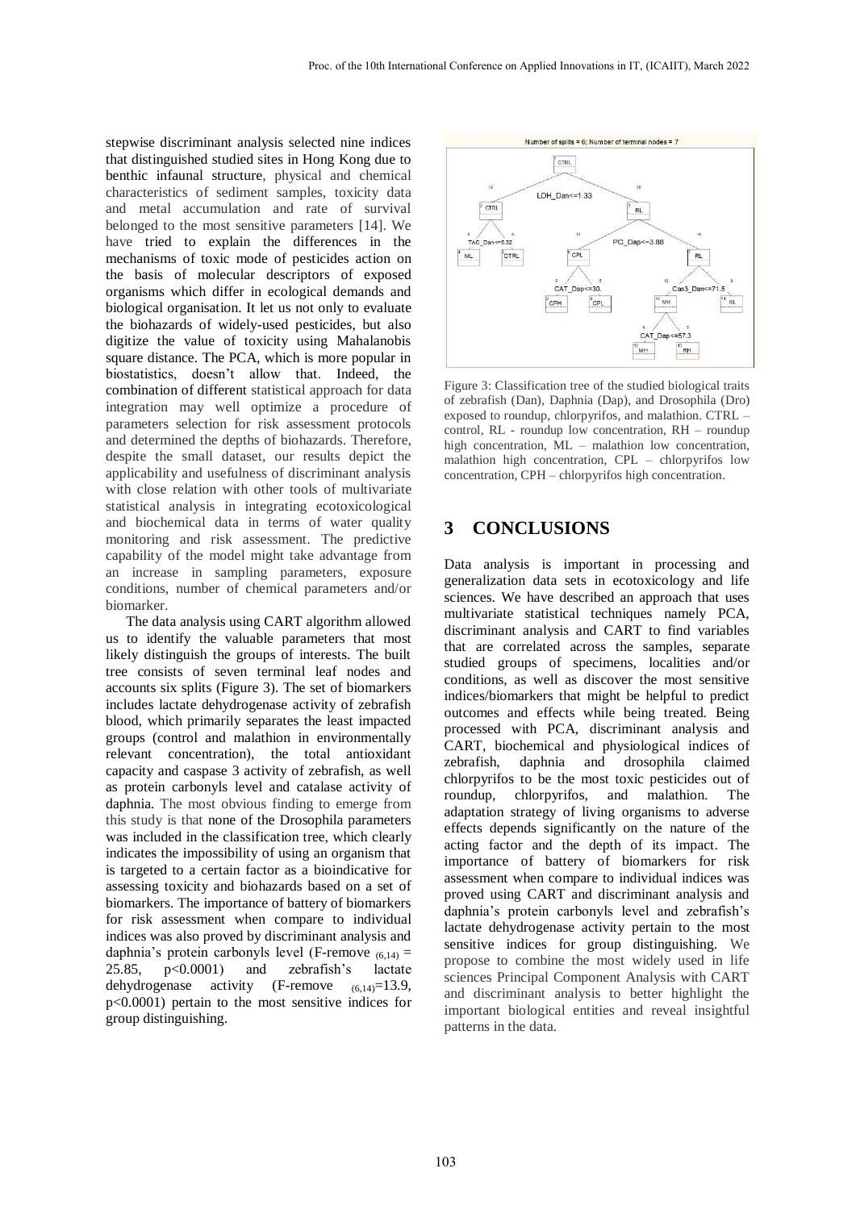stepwise discriminant analysis selected nine indices that distinguished studied sites in Hong Kong due to benthic infaunal structure, physical and chemical characteristics of sediment samples, toxicity data and metal accumulation and rate of survival belonged to the most sensitive parameters [14]. We have tried to explain the differences in the mechanisms of toxic mode of pesticides action on the basis of molecular descriptors of exposed organisms which differ in ecological demands and biological organisation. It let us not only to evaluate the biohazards of widely-used pesticides, but also digitize the value of toxicity using Mahalanobis square distance. The PCA, which is more popular in biostatistics, doesn't allow that. Indeed, the combination of different statistical approach for data integration may well optimize a procedure of parameters selection for risk assessment protocols and determined the depths of biohazards. Therefore, despite the small dataset, our results depict the applicability and usefulness of discriminant analysis with close relation with other tools of multivariate statistical analysis in integrating ecotoxicological and biochemical data in terms of water quality monitoring and risk assessment. The predictive capability of the model might take advantage from an increase in sampling parameters, exposure conditions, number of chemical parameters and/or biomarker.

The data analysis using CART algorithm allowed us to identify the valuable parameters that most likely distinguish the groups of interests. The built tree consists of seven terminal leaf nodes and accounts six splits (Figure 3). The set of biomarkers includes lactate dehydrogenase activity of zebrafish blood, which primarily separates the least impacted groups (control and malathion in environmentally relevant concentration), the total antioxidant capacity and caspase 3 activity of zebrafish, as well as protein carbonyls level and catalase activity of daphnia. The most obvious finding to emerge from this study is that none of the Drosophila parameters was included in the classification tree, which clearly indicates the impossibility of using an organism that is targeted to a certain factor as a bioindicative for assessing toxicity and biohazards based on a set of biomarkers. The importance of battery of biomarkers for risk assessment when compare to individual indices was also proved by discriminant analysis and daphnia's protein carbonyls level (F-remove $_{(6,14)}$ = 25.85, $p<0.0001$) and zebrafish's lactate dehydrogenase activity (F-remove $_{(6,14)}$=13.9, $p<0.0001$) pertain to the most sensitive indices for group distinguishing.

Figure 3: Classification tree of the studied biological traits of zebrafish (Dan), Daphnia (Dap), and Drosophila (Dro) exposed to roundup, chlorpyrifos, and malathion. CTRL – control, RL - roundup low concentration, RH – roundup high concentration, ML – malathion low concentration, malathion high concentration, CPL – chlorpyrifos low concentration, CPH – chlorpyrifos high concentration.

## 3 CONCLUSIONS

Data analysis is important in processing and generalization data sets in ecotoxicology and life sciences. We have described an approach that uses multivariate statistical techniques namely PCA, discriminant analysis and CART to find variables that are correlated across the samples, separate studied groups of specimens, localities and/or conditions, as well as discover the most sensitive indices/biomarkers that might be helpful to predict outcomes and effects while being treated. Being processed with PCA, discriminant analysis and CART, biochemical and physiological indices of zebrafish, daphnia and drosophila claimed chlorpyrifos to be the most toxic pesticides out of roundup, chlorpyrifos, and malathion. The adaptation strategy of living organisms to adverse effects depends significantly on the nature of the acting factor and the depth of its impact. The importance of battery of biomarkers for risk assessment when compare to individual indices was proved using CART and discriminant analysis and daphnia's protein carbonyls level and zebrafish's lactate dehydrogenase activity pertain to the most sensitive indices for group distinguishing. We propose to combine the most widely used in life sciences Principal Component Analysis with CART and discriminant analysis to better highlight the important biological entities and reveal insightful patterns in the data.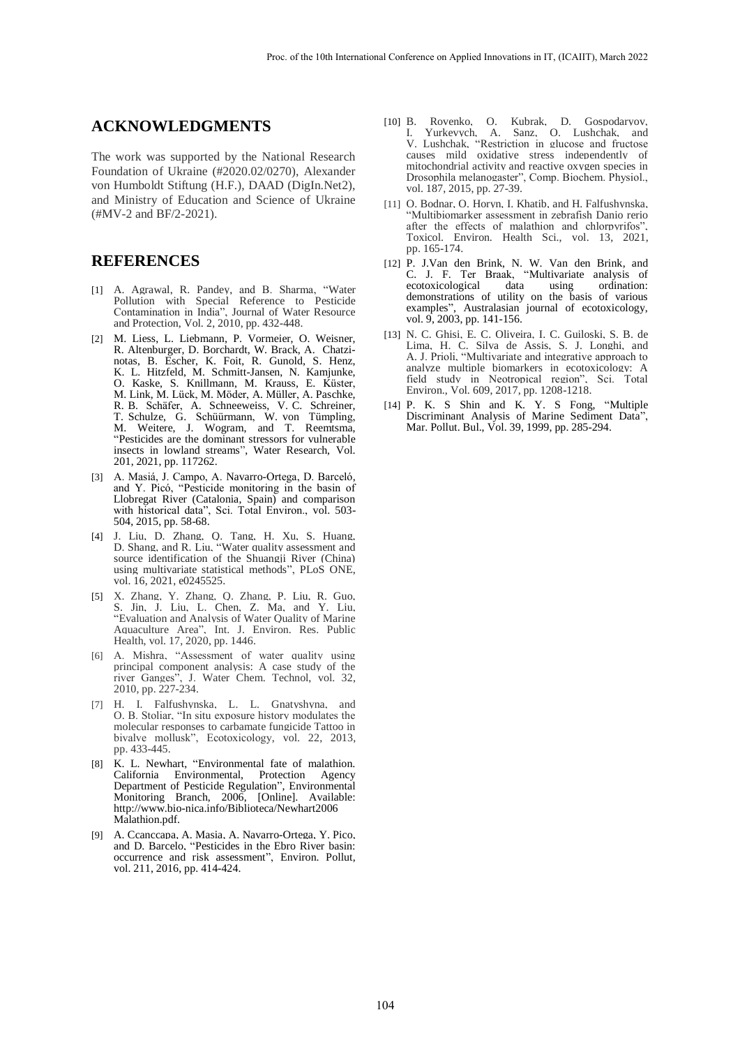## ACKNOWLEDGMENTS

The work was supported by the National Research Foundation of Ukraine (#2020.02/0270), Alexander von Humboldt Stiftung (H.F.), DAAD (DigIn.Net2), and Ministry of Education and Science of Ukraine (#MV-2 and BF/2-2021).

## REFERENCES

[1] A. Agrawal, R. Pandey, and B. Sharma, "Water Pollution with Special Reference to Pesticide Contamination in India", Journal of Water Resource and Protection, Vol. 2, 2010, pp. 432-448.

[2] M. Liess, L. Liebmann, P. Vormeier, O. Weisner, R. Altenburger, D. Borchardt, W. Brack, A. Chatzinotas, B. Escher, K. Foit, R. Gunold, S. Henz, K. L. Hitzfeld, M. Schmitt-Jansen, N. Kamjunke, O. Kaske, S. Knillmann, M. Krauss, E. Küster, M. Link, M. Lück, M. Möder, A. Müller, A. Paschke, R. B. Schäfer, A. Schneeweiss, V. C. Schreiner, T. Schulze, G. Schüürmann, W. von Tümpling, M. Weitere, J. Wogram, and T. Reemtsma, "Pesticides are the dominant stressors for vulnerable insects in lowland streams", Water Research, Vol. 201, 2021, pp. 117262.

[3] A. Masiá, J. Campo, A. Navarro-Ortega, D. Barceló, and Y. Picó, "Pesticide monitoring in the basin of Llobregat River (Catalonia, Spain) and comparison with historical data", Sci. Total Environ., vol. 503-504, 2015, pp. 58-68.

[4] J. Liu, D. Zhang, Q. Tang, H. Xu, S. Huang, D. Shang, and R. Liu, "Water quality assessment and source identification of the Shuangji River (China) using multivariate statistical methods", PLoS ONE, vol. 16, 2021, e0245525.

[5] X. Zhang, Y. Zhang, Q. Zhang, P. Liu, R. Guo, S. Jin, J. Liu, L. Chen, Z. Ma, and Y. Liu, "Evaluation and Analysis of Water Quality of Marine Aquaculture Area", Int. J. Environ. Res. Public Health, vol. 17, 2020, pp. 1446.

[6] A. Mishra, "Assessment of water quality using principal component analysis: A case study of the river Ganges", J. Water Chem. Technol, vol. 32, 2010, pp. 227-234.

[7] H. I. Falfushynska, L. L. Gnatyshyna, and O. B. Stoliar, "In situ exposure history modulates the molecular responses to carbamate fungicide Tattoo in bivalve mollusk", Ecotoxicology, vol. 22, 2013, pp. 433-445.

[8] K. L. Newhart, "Environmental fate of malathion. California Environmental, Protection Agency Department of Pesticide Regulation", Environmental Monitoring Branch, 2006, [Online]. Available: http://www.bio-nica.info/Biblioteca/Newhart2006 Malathion.pdf.

[9] A. Ccanccapa, A. Masia, A. Navarro-Ortega, Y. Pico, and D. Barcelo, "Pesticides in the Ebro River basin: occurrence and risk assessment", Environ. Pollut, vol. 211, 2016, pp. 414-424.

[10] B. Rovenko, O. Kubrak, D. Gospodaryov, I. Yurkevych, A. Sanz, O. Lushchak, and V. Lushchak, "Restriction in glucose and fructose causes mild oxidative stress independently of mitochondrial activity and reactive oxygen species in Drosophila melanogaster", Comp. Biochem. Physiol., vol. 187, 2015, pp. 27-39.

[11] O. Bodnar, O. Horyn, I. Khatib, and H. Falfushynska, "Multibiomarker assessment in zebrafish Danio rerio after the effects of malathion and chlorpyrifos", Toxicol. Environ. Health Sci., vol. 13, 2021, pp. 165-174.

[12] P. J.Van den Brink, N. W. Van den Brink, and C. J. F. Ter Braak, "Multivariate analysis of ecotoxicological data using ordination: demonstrations of utility on the basis of various examples", Australasian journal of ecotoxicology, vol. 9, 2003, pp. 141-156.

[13] N. C. Ghisi, E. C. Oliveira, I. C. Guiloski, S. B. de Lima, H. C. Silva de Assis, S. J. Longhi, and A. J. Prioli, "Multivariate and integrative approach to analyze multiple biomarkers in ecotoxicology: A field study in Neotropical region", Sci. Total Environ., Vol. 609, 2017, pp. 1208-1218.

[14] P. K. S Shin and K. Y. S Fong, "Multiple Discriminant Analysis of Marine Sediment Data", Mar. Pollut. Bul., Vol. 39, 1999, pp. 285-294.